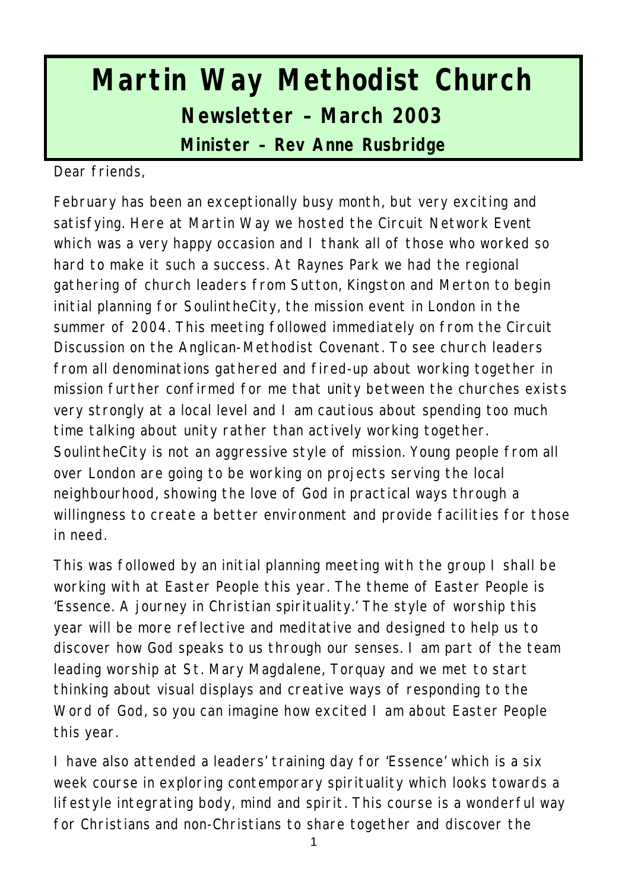# Martin Way Methodist Church

## Newsletter – March 2003

### Minister – Rev Anne Rusbridge

Dear friends,

February has been an exceptionally busy month, but very exciting and satisfying. Here at Martin Way we hosted the Circuit Network Event which was a very happy occasion and I thank all of those who worked so hard to make it such a success. At Raynes Park we had the regional gathering of church leaders from Sutton, Kingston and Merton to begin initial planning for SoulintheCity, the mission event in London in the summer of 2004. This meeting followed immediately on from the Circuit Discussion on the Anglican-Methodist Covenant. To see church leaders from all denominations gathered and fired-up about working together in mission further confirmed for me that unity between the churches exists very strongly at a local level and I am cautious about spending too much time talking about unity rather than actively working together. SoulintheCity is not an aggressive style of mission. Young people from all over London are going to be working on projects serving the local neighbourhood, showing the love of God in practical ways through a willingness to create a better environment and provide facilities for those in need.

This was followed by an initial planning meeting with the group I shall be working with at Easter People this year. The theme of Easter People is 'Essence. A journey in Christian spirituality.' The style of worship this year will be more reflective and meditative and designed to help us to discover how God speaks to us through our senses. I am part of the team leading worship at St. Mary Magdalene, Torquay and we met to start thinking about visual displays and creative ways of responding to the Word of God, so you can imagine how excited I am about Easter People this year.

I have also attended a leaders' training day for 'Essence' which is a six week course in exploring contemporary spirituality which looks towards a lifestyle integrating body, mind and spirit. This course is a wonderful way for Christians and non-Christians to share together and discover the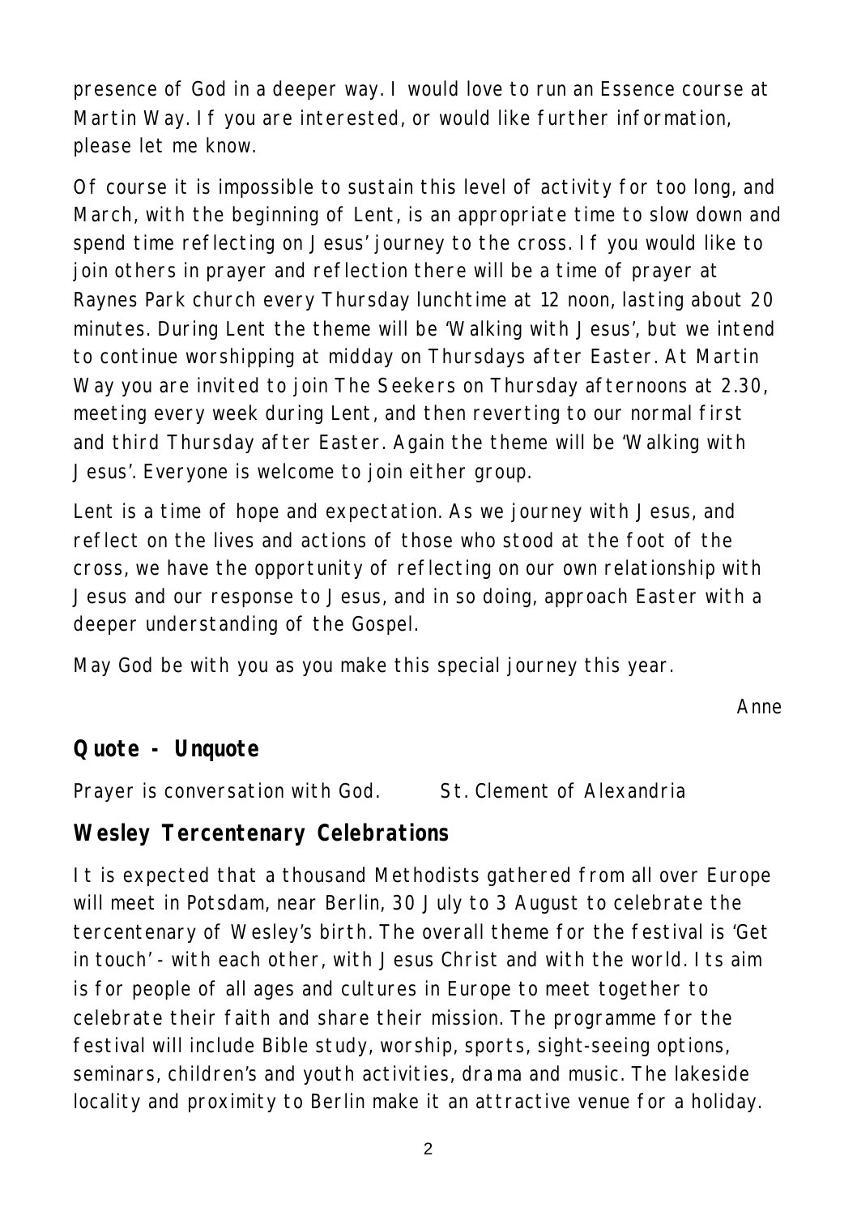presence of God in a deeper way. I would love to run an Essence course at Martin Way. If you are interested, or would like further information, please let me know.

Of course it is impossible to sustain this level of activity for too long, and March, with the beginning of Lent, is an appropriate time to slow down and spend time reflecting on Jesus' journey to the cross. If you would like to join others in prayer and reflection there will be a time of prayer at Raynes Park church every Thursday lunchtime at 12 noon, lasting about 20 minutes. During Lent the theme will be 'Walking with Jesus', but we intend to continue worshipping at midday on Thursdays after Easter. At Martin Way you are invited to join The Seekers on Thursday afternoons at 2.30, meeting every week during Lent, and then reverting to our normal first and third Thursday after Easter. Again the theme will be 'Walking with Jesus'. Everyone is welcome to join either group.

Lent is a time of hope and expectation. As we journey with Jesus, and reflect on the lives and actions of those who stood at the foot of the cross, we have the opportunity of reflecting on our own relationship with Jesus and our response to Jesus, and in so doing, approach Easter with a deeper understanding of the Gospel.

May God be with you as you make this special journey this year.

Anne

## Quote - Unquote

Prayer is conversation with God. St. Clement of Alexandria

## Wesley Tercentenary Celebrations

It is expected that a thousand Methodists gathered from all over Europe will meet in Potsdam, near Berlin, 30 July to 3 August to celebrate the tercentenary of Wesley's birth. The overall theme for the festival is 'Get in touch' - with each other, with Jesus Christ and with the world. Its aim is for people of all ages and cultures in Europe to meet together to celebrate their faith and share their mission. The programme for the festival will include Bible study, worship, sports, sight-seeing options, seminars, children's and youth activities, drama and music. The lakeside locality and proximity to Berlin make it an attractive venue for a holiday.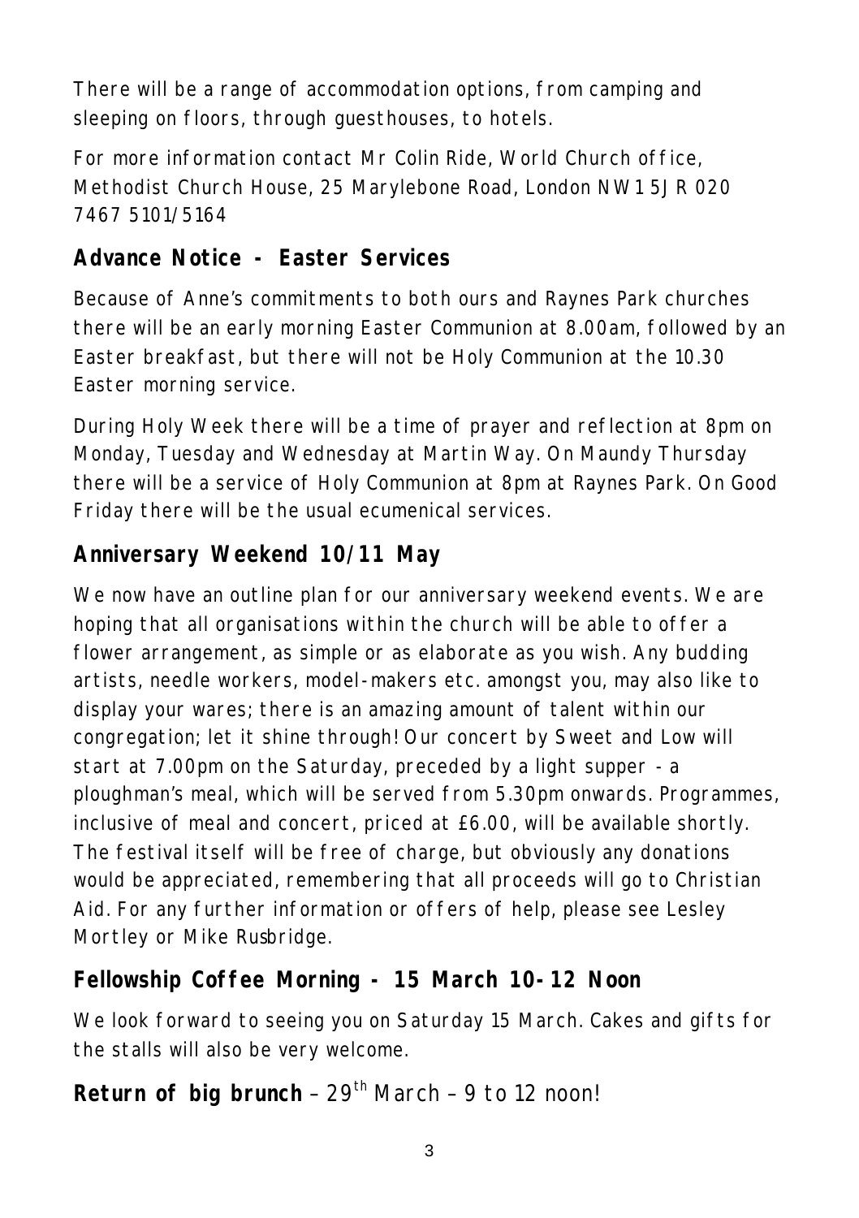There will be a range of accommodation options, from camping and sleeping on floors, through guesthouses, to hotels.

For more information contact Mr Colin Ride, World Church office, Methodist Church House, 25 Marylebone Road, London NW1 5JR 020 7467 5101/5164

## Advance Notice - Easter Services

Because of Anne's commitments to both ours and Raynes Park churches there will be an early morning Easter Communion at 8.00am, followed by an Easter breakfast, but there will not be Holy Communion at the 10.30 Easter morning service.

During Holy Week there will be a time of prayer and reflection at 8pm on Monday, Tuesday and Wednesday at Martin Way. On Maundy Thursday there will be a service of Holy Communion at 8pm at Raynes Park. On Good Friday there will be the usual ecumenical services.

## Anniversary Weekend 10/11 May

We now have an outline plan for our anniversary weekend events. We are hoping that all organisations within the church will be able to offer a flower arrangement, as simple or as elaborate as you wish. Any budding artists, needle workers, model-makers etc. amongst you, may also like to display your wares; there is an amazing amount of talent within our congregation; let it shine through! Our concert by Sweet and Low will start at 7.00pm on the Saturday, preceded by a light supper - a ploughman's meal, which will be served from 5.30pm onwards. Programmes, inclusive of meal and concert, priced at £6.00, will be available shortly. The festival itself will be free of charge, but obviously any donations would be appreciated, remembering that all proceeds will go to Christian Aid. For any further information or offers of help, please see Lesley Mortley or Mike Rusbridge.

## Fellowship Coffee Morning - 15 March 10-12 Noon

We look forward to seeing you on Saturday 15 March. Cakes and gifts for the stalls will also be very welcome.

**Return of big brunch** – 29th March – 9 to 12 noon!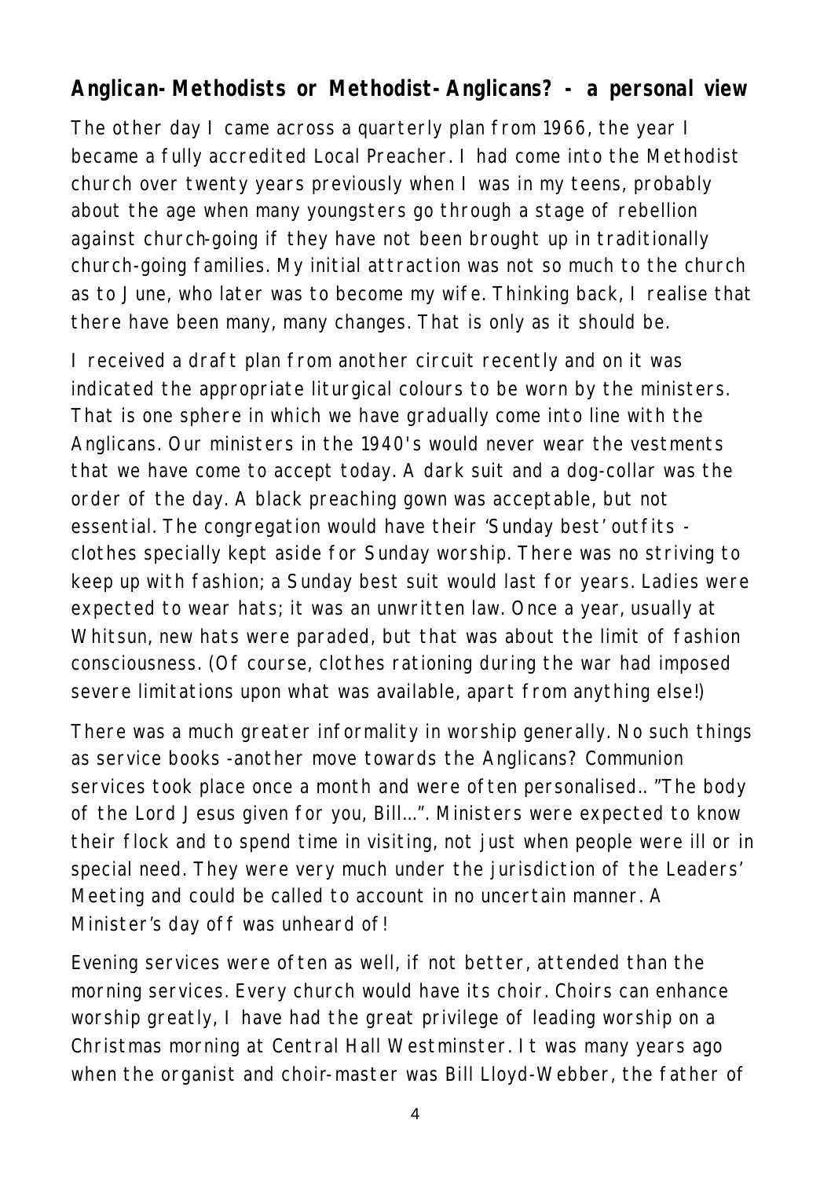## Anglican-Methodists or Methodist-Anglicans? - a personal view

The other day I came across a quarterly plan from 1966, the year I became a fully accredited Local Preacher. I had come into the Methodist church over twenty years previously when I was in my teens, probably about the age when many youngsters go through a stage of rebellion against church-going if they have not been brought up in traditionally church-going families. My initial attraction was not so much to the church as to June, who later was to become my wife. Thinking back, I realise that there have been many, many changes. That is only as it should be.

I received a draft plan from another circuit recently and on it was indicated the appropriate liturgical colours to be worn by the ministers. That is one sphere in which we have gradually come into line with the Anglicans. Our ministers in the 1940's would never wear the vestments that we have come to accept today. A dark suit and a dog-collar was the order of the day. A black preaching gown was acceptable, but not essential. The congregation would have their 'Sunday best' outfits - clothes specially kept aside for Sunday worship. There was no striving to keep up with fashion; a Sunday best suit would last for years. Ladies were expected to wear hats; it was an unwritten law. Once a year, usually at Whitsun, new hats were paraded, but that was about the limit of fashion consciousness. (Of course, clothes rationing during the war had imposed severe limitations upon what was available, apart from anything else!)

There was a much greater informality in worship generally. No such things as service books -another move towards the Anglicans? Communion services took place once a month and were often personalised.. "The body of the Lord Jesus given for you, Bill...". Ministers were expected to know their flock and to spend time in visiting, not just when people were ill or in special need. They were very much under the jurisdiction of the Leaders' Meeting and could be called to account in no uncertain manner. A Minister's day off was unheard of!

Evening services were often as well, if not better, attended than the morning services. Every church would have its choir. Choirs can enhance worship greatly, I have had the great privilege of leading worship on a Christmas morning at Central Hall Westminster. It was many years ago when the organist and choir-master was Bill Lloyd-Webber, the father of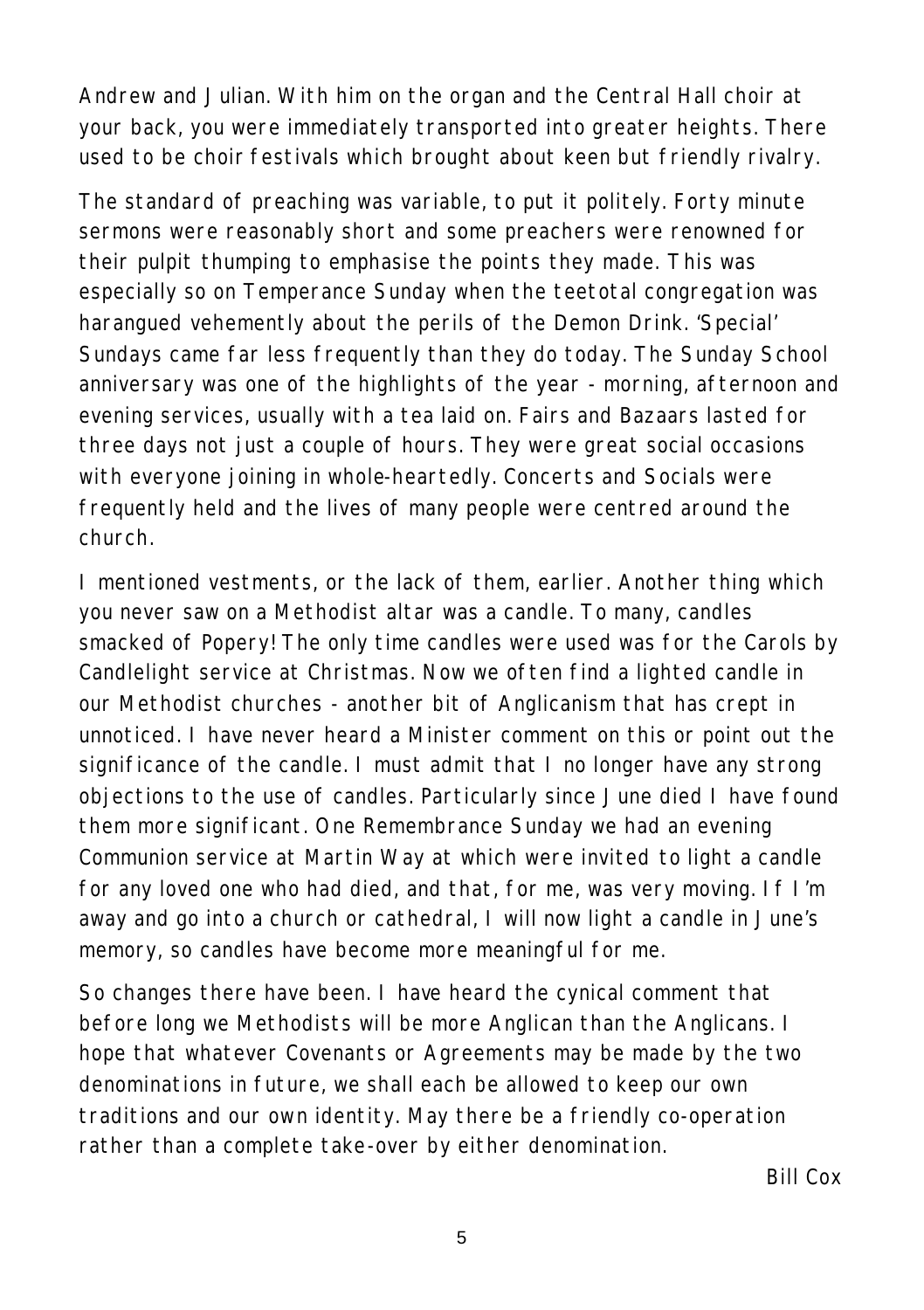Andrew and Julian. With him on the organ and the Central Hall choir at your back, you were immediately transported into greater heights. There used to be choir festivals which brought about keen but friendly rivalry.

The standard of preaching was variable, to put it politely. Forty minute sermons were reasonably short and some preachers were renowned for their pulpit thumping to emphasise the points they made. This was especially so on Temperance Sunday when the teetotal congregation was harangued vehemently about the perils of the Demon Drink. 'Special' Sundays came far less frequently than they do today. The Sunday School anniversary was one of the highlights of the year - morning, afternoon and evening services, usually with a tea laid on. Fairs and Bazaars lasted for three days not just a couple of hours. They were great social occasions with everyone joining in whole-heartedly. Concerts and Socials were frequently held and the lives of many people were centred around the church.

I mentioned vestments, or the lack of them, earlier. Another thing which you never saw on a Methodist altar was a candle. To many, candles smacked of Popery! The only time candles were used was for the Carols by Candlelight service at Christmas. Now we often find a lighted candle in our Methodist churches - another bit of Anglicanism that has crept in unnoticed. I have never heard a Minister comment on this or point out the significance of the candle. I must admit that I no longer have any strong objections to the use of candles. Particularly since June died I have found them more significant. One Remembrance Sunday we had an evening Communion service at Martin Way at which were invited to light a candle for any loved one who had died, and that, for me, was very moving. If I'm away and go into a church or cathedral, I will now light a candle in June's memory, so candles have become more meaningful for me.

So changes there have been. I have heard the cynical comment that before long we Methodists will be more Anglican than the Anglicans. I hope that whatever Covenants or Agreements may be made by the two denominations in future, we shall each be allowed to keep our own traditions and our own identity. May there be a friendly co-operation rather than a complete take-over by either denomination.

Bill Cox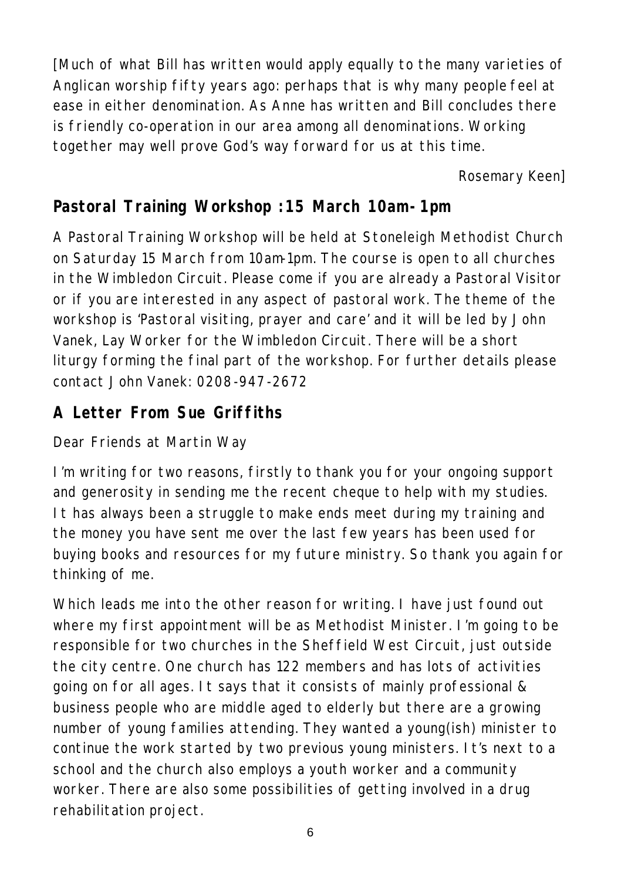[Much of what Bill has written would apply equally to the many varieties of Anglican worship fifty years ago: perhaps that is why many people feel at ease in either denomination. As Anne has written and Bill concludes there is friendly co-operation in our area among all denominations. Working together may well prove God's way forward for us at this time.

Rosemary Keen]

## Pastoral Training Workshop :15 March 10am-1pm

A Pastoral Training Workshop will be held at Stoneleigh Methodist Church on Saturday 15 March from 10am-1pm. The course is open to all churches in the Wimbledon Circuit. Please come if you are already a Pastoral Visitor or if you are interested in any aspect of pastoral work. The theme of the workshop is 'Pastoral visiting, prayer and care' and it will be led by John Vanek, Lay Worker for the Wimbledon Circuit. There will be a short liturgy forming the final part of the workshop. For further details please contact John Vanek: 0208-947-2672

## A Letter From Sue Griffiths

Dear Friends at Martin Way

I'm writing for two reasons, firstly to thank you for your ongoing support and generosity in sending me the recent cheque to help with my studies. It has always been a struggle to make ends meet during my training and the money you have sent me over the last few years has been used for buying books and resources for my future ministry. So thank you again for thinking of me.

Which leads me into the other reason for writing. I have just found out where my first appointment will be as Methodist Minister. I'm going to be responsible for two churches in the Sheffield West Circuit, just outside the city centre. One church has 122 members and has lots of activities going on for all ages. It says that it consists of mainly professional & business people who are middle aged to elderly but there are a growing number of young families attending. They wanted a young(ish) minister to continue the work started by two previous young ministers. It's next to a school and the church also employs a youth worker and a community worker. There are also some possibilities of getting involved in a drug rehabilitation project.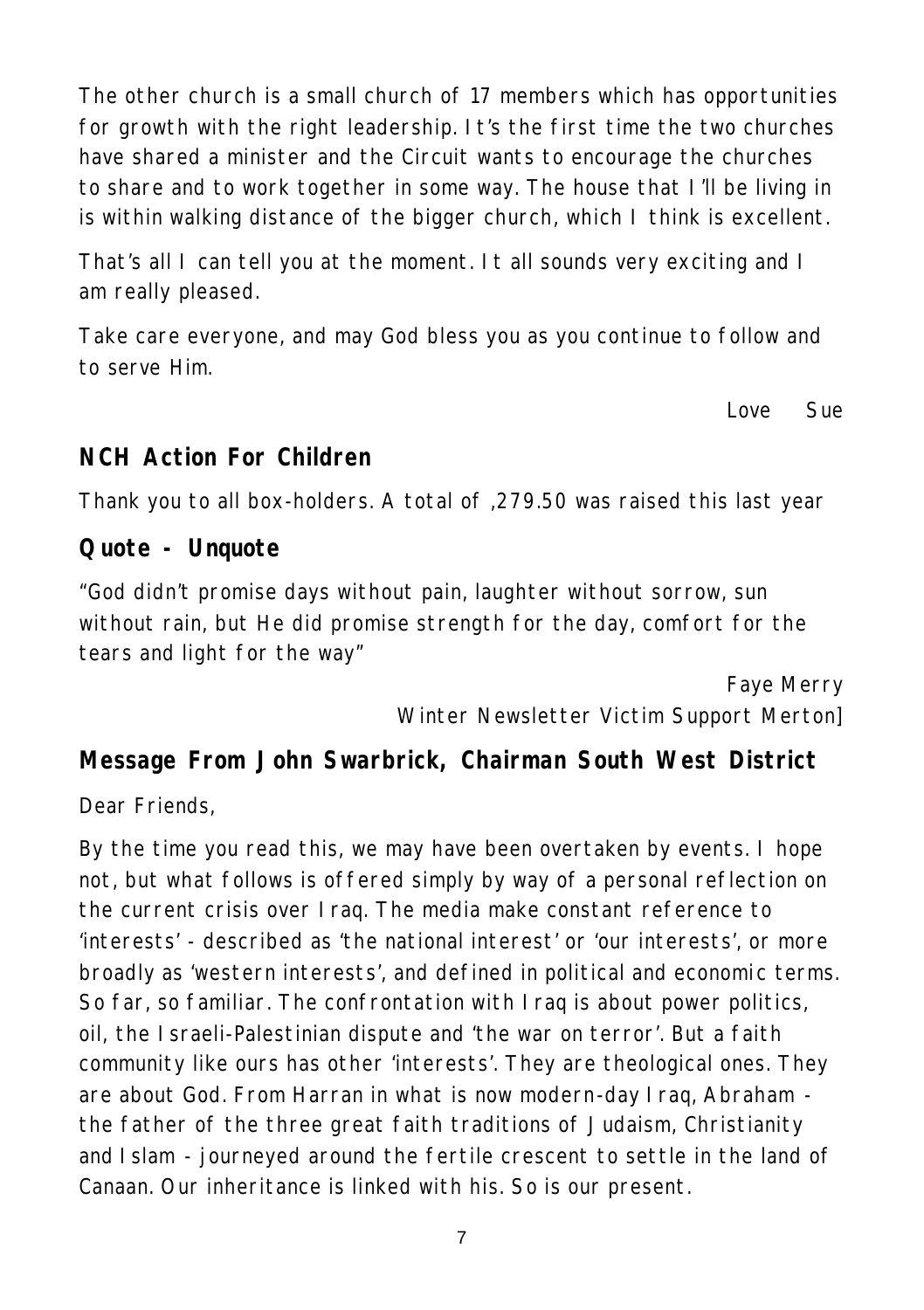The other church is a small church of 17 members which has opportunities for growth with the right leadership. It's the first time the two churches have shared a minister and the Circuit wants to encourage the churches to share and to work together in some way. The house that I'll be living in is within walking distance of the bigger church, which I think is excellent.

That's all I can tell you at the moment. It all sounds very exciting and I am really pleased.

Take care everyone, and may God bless you as you continue to follow and to serve Him.

Love Sue

## NCH Action For Children

Thank you to all box-holders. A total of ,279.50 was raised this last year

## Quote - Unquote

"God didn't promise days without pain, laughter without sorrow, sun without rain, but He did promise strength for the day, comfort for the tears and light for the way"

Faye Merry
Winter Newsletter Victim Support Merton]

## Message From John Swarbrick, Chairman South West District

Dear Friends,

By the time you read this, we may have been overtaken by events. I hope not, but what follows is offered simply by way of a personal reflection on the current crisis over Iraq. The media make constant reference to 'interests' - described as 'the national interest' or 'our interests', or more broadly as 'western interests', and defined in political and economic terms. So far, so familiar. The confrontation with Iraq is about power politics, oil, the Israeli-Palestinian dispute and 'the war on terror'. But a faith community like ours has other 'interests'. They are theological ones. They are about God. From Harran in what is now modern-day Iraq, Abraham - the father of the three great faith traditions of Judaism, Christianity and Islam - journeyed around the fertile crescent to settle in the land of Canaan. Our inheritance is linked with his. So is our present.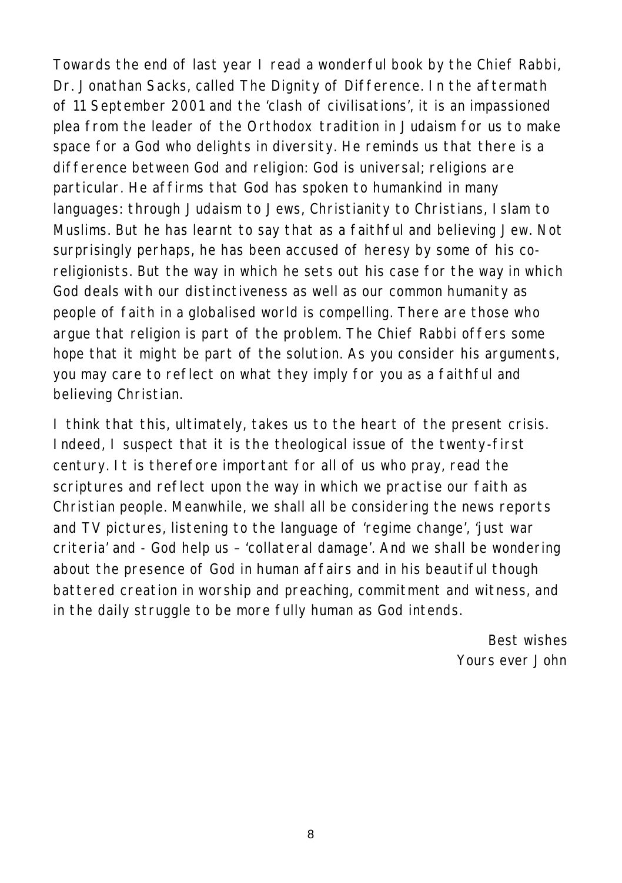Towards the end of last year I read a wonderful book by the Chief Rabbi, Dr. Jonathan Sacks, called The Dignity of Difference. In the aftermath of 11 September 2001 and the 'clash of civilisations', it is an impassioned plea from the leader of the Orthodox tradition in Judaism for us to make space for a God who delights in diversity. He reminds us that there is a difference between God and religion: God is universal; religions are particular. He affirms that God has spoken to humankind in many languages: through Judaism to Jews, Christianity to Christians, Islam to Muslims. But he has learnt to say that as a faithful and believing Jew. Not surprisingly perhaps, he has been accused of heresy by some of his co-religionists. But the way in which he sets out his case for the way in which God deals with our distinctiveness as well as our common humanity as people of faith in a globalised world is compelling. There are those who argue that religion is part of the problem. The Chief Rabbi offers some hope that it might be part of the solution. As you consider his arguments, you may care to reflect on what they imply for you as a faithful and believing Christian.

I think that this, ultimately, takes us to the heart of the present crisis. Indeed, I suspect that it is the theological issue of the twenty-first century. It is therefore important for all of us who pray, read the scriptures and reflect upon the way in which we practise our faith as Christian people. Meanwhile, we shall all be considering the news reports and TV pictures, listening to the language of 'regime change', 'just war criteria' and - God help us – 'collateral damage'. And we shall be wondering about the presence of God in human affairs and in his beautiful though battered creation in worship and preaching, commitment and witness, and in the daily struggle to be more fully human as God intends.

Best wishes
Yours ever John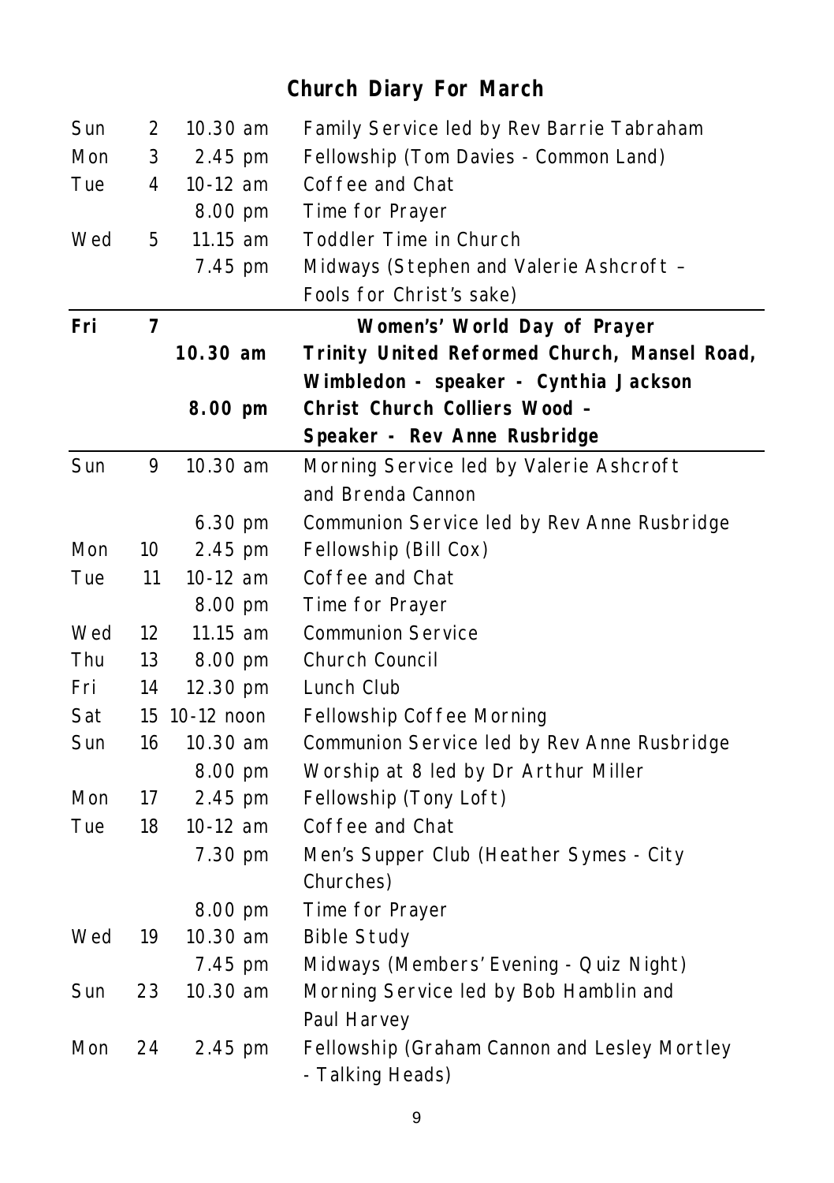# Church Diary For March

| Day | Date | Time | Event |
|---|---|---|---|
| Sun | 2 | 10.30 am | Family Service led by Rev Barrie Tabraham |
| Mon | 3 | 2.45 pm | Fellowship (Tom Davies - Common Land) |
| Tue | 4 | 10-12 am | Coffee and Chat |
| | | 8.00 pm | Time for Prayer |
| Wed | 5 | 11.15 am | Toddler Time in Church |
| | | 7.45 pm | Midways (Stephen and Valerie Ashcroft – Fools for Christ's sake) |
| **Fri** | **7** | | **Women's' World Day of Prayer** |
| | | **10.30 am** | **Trinity United Reformed Church, Mansel Road, Wimbledon - speaker - Cynthia Jackson** |
| | | **8.00 pm** | **Christ Church Colliers Wood – Speaker - Rev Anne Rusbridge** |
| Sun | 9 | 10.30 am | Morning Service led by Valerie Ashcroft and Brenda Cannon |
| | | 6.30 pm | Communion Service led by Rev Anne Rusbridge |
| Mon | 10 | 2.45 pm | Fellowship (Bill Cox) |
| Tue | 11 | 10-12 am | Coffee and Chat |
| | | 8.00 pm | Time for Prayer |
| Wed | 12 | 11.15 am | Communion Service |
| Thu | 13 | 8.00 pm | Church Council |
| Fri | 14 | 12.30 pm | Lunch Club |
| Sat | 15 | 10-12 noon | Fellowship Coffee Morning |
| Sun | 16 | 10.30 am | Communion Service led by Rev Anne Rusbridge |
| | | 8.00 pm | Worship at 8 led by Dr Arthur Miller |
| Mon | 17 | 2.45 pm | Fellowship (Tony Loft) |
| Tue | 18 | 10-12 am | Coffee and Chat |
| | | 7.30 pm | Men's Supper Club (Heather Symes - City Churches) |
| | | 8.00 pm | Time for Prayer |
| Wed | 19 | 10.30 am | Bible Study |
| | | 7.45 pm | Midways (Members' Evening - Quiz Night) |
| Sun | 23 | 10.30 am | Morning Service led by Bob Hamblin and Paul Harvey |
| Mon | 24 | 2.45 pm | Fellowship (Graham Cannon and Lesley Mortley - Talking Heads) |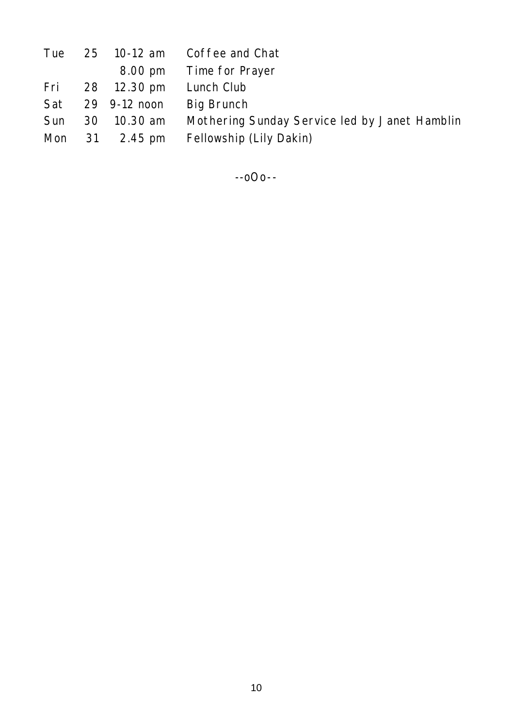| | | | |
|---|---|---|---|
| Tue | 25 | 10-12 am | Coffee and Chat |
| | | 8.00 pm | Time for Prayer |
| Fri | 28 | 12.30 pm | Lunch Club |
| Sat | 29 | 9-12 noon | Big Brunch |
| Sun | 30 | 10.30 am | Mothering Sunday Service led by Janet Hamblin |
| Mon | 31 | 2.45 pm | Fellowship (Lily Dakin) |

--oOo--